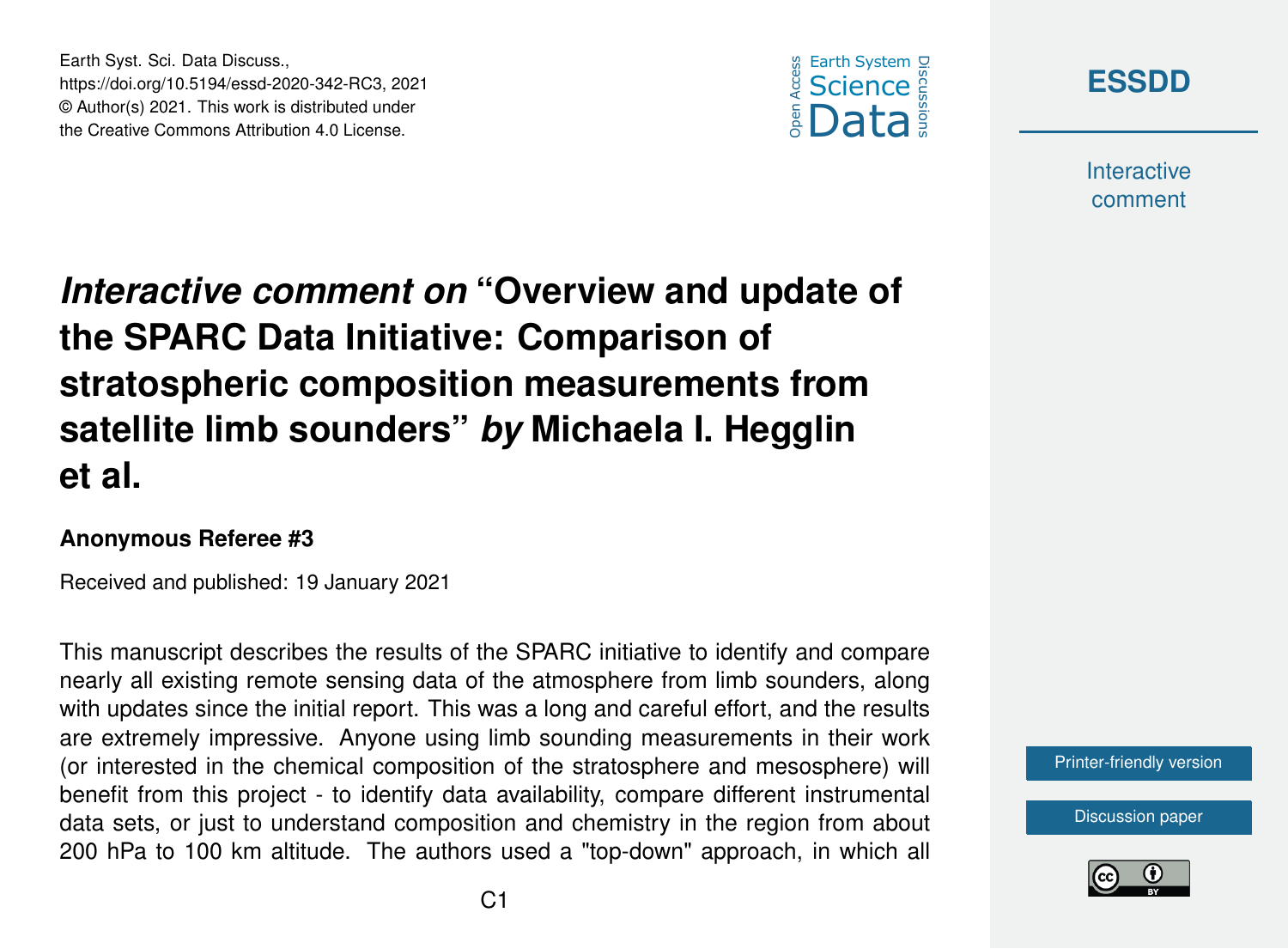# *Interactive comment on* "Overview and update of the SPARC Data Initiative: Comparison of stratospheric composition measurements from satellite limb sounders" *by* Michaela I. Hegglin et al.

**Anonymous Referee #3**

Received and published: 19 January 2021

This manuscript describes the results of the SPARC initiative to identify and compare nearly all existing remote sensing data of the atmosphere from limb sounders, along with updates since the initial report. This was a long and careful effort, and the results are extremely impressive. Anyone using limb sounding measurements in their work (or interested in the chemical composition of the stratosphere and mesosphere) will benefit from this project - to identify data availability, compare different instrumental data sets, or just to understand composition and chemistry in the region from about 200 hPa to 100 km altitude. The authors used a "top-down" approach, in which all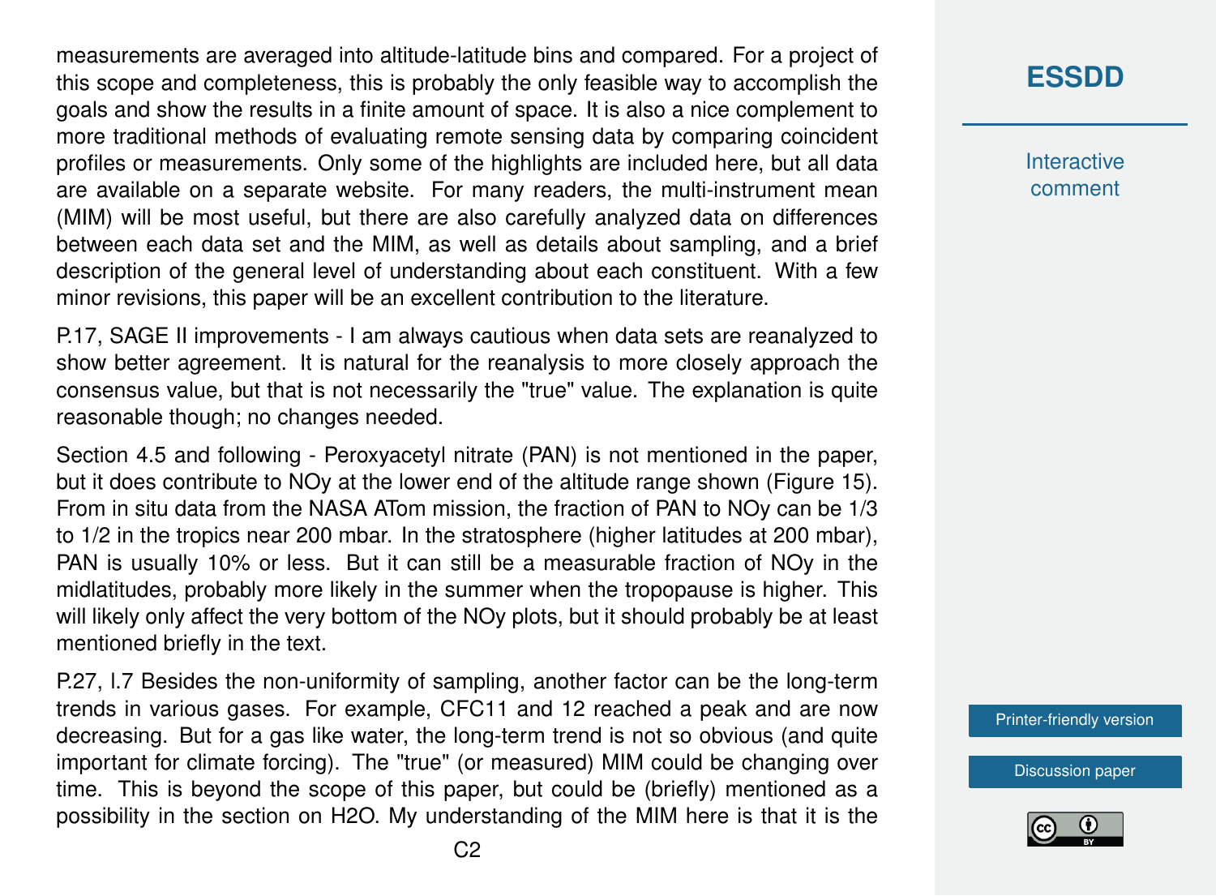measurements are averaged into altitude-latitude bins and compared. For a project of this scope and completeness, this is probably the only feasible way to accomplish the goals and show the results in a finite amount of space. It is also a nice complement to more traditional methods of evaluating remote sensing data by comparing coincident profiles or measurements. Only some of the highlights are included here, but all data are available on a separate website. For many readers, the multi-instrument mean (MIM) will be most useful, but there are also carefully analyzed data on differences between each data set and the MIM, as well as details about sampling, and a brief description of the general level of understanding about each constituent. With a few minor revisions, this paper will be an excellent contribution to the literature.

P.17, SAGE II improvements - I am always cautious when data sets are reanalyzed to show better agreement. It is natural for the reanalysis to more closely approach the consensus value, but that is not necessarily the "true" value. The explanation is quite reasonable though; no changes needed.

Section 4.5 and following - Peroxyacetyl nitrate (PAN) is not mentioned in the paper, but it does contribute to NOy at the lower end of the altitude range shown (Figure 15). From in situ data from the NASA ATom mission, the fraction of PAN to NOy can be 1/3 to 1/2 in the tropics near 200 mbar. In the stratosphere (higher latitudes at 200 mbar), PAN is usually 10% or less. But it can still be a measurable fraction of NOy in the midlatitudes, probably more likely in the summer when the tropopause is higher. This will likely only affect the very bottom of the NOy plots, but it should probably be at least mentioned briefly in the text.

P.27, l.7 Besides the non-uniformity of sampling, another factor can be the long-term trends in various gases. For example, CFC11 and 12 reached a peak and are now decreasing. But for a gas like water, the long-term trend is not so obvious (and quite important for climate forcing). The "true" (or measured) MIM could be changing over time. This is beyond the scope of this paper, but could be (briefly) mentioned as a possibility in the section on H2O. My understanding of the MIM here is that it is the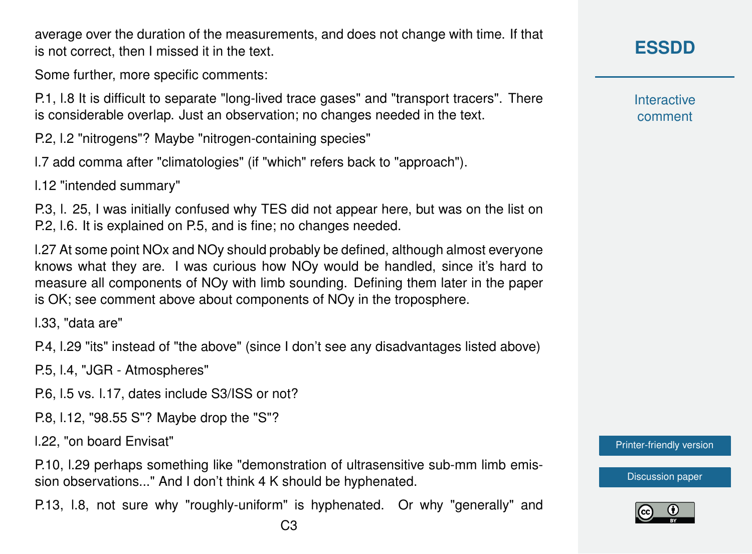average over the duration of the measurements, and does not change with time. If that is not correct, then I missed it in the text.

Some further, more specific comments:

P.1, l.8 It is difficult to separate "long-lived trace gases" and "transport tracers". There is considerable overlap. Just an observation; no changes needed in the text.

P.2, l.2 "nitrogens"? Maybe "nitrogen-containing species"

l.7 add comma after "climatologies" (if "which" refers back to "approach").

l.12 "intended summary"

P.3, l. 25, I was initially confused why TES did not appear here, but was on the list on P.2, l.6. It is explained on P.5, and is fine; no changes needed.

l.27 At some point NOx and NOy should probably be defined, although almost everyone knows what they are. I was curious how NOy would be handled, since it's hard to measure all components of NOy with limb sounding. Defining them later in the paper is OK; see comment above about components of NOy in the troposphere.

l.33, "data are"

P.4, l.29 "its" instead of "the above" (since I don't see any disadvantages listed above)

P.5, l.4, "JGR - Atmospheres"

P.6, l.5 vs. l.17, dates include S3/ISS or not?

P.8, l.12, "98.55 S"? Maybe drop the "S"?

l.22, "on board Envisat"

P.10, l.29 perhaps something like "demonstration of ultrasensitive sub-mm limb emission observations..." And I don't think 4 K should be hyphenated.

P.13, l.8, not sure why "roughly-uniform" is hyphenated. Or why "generally" and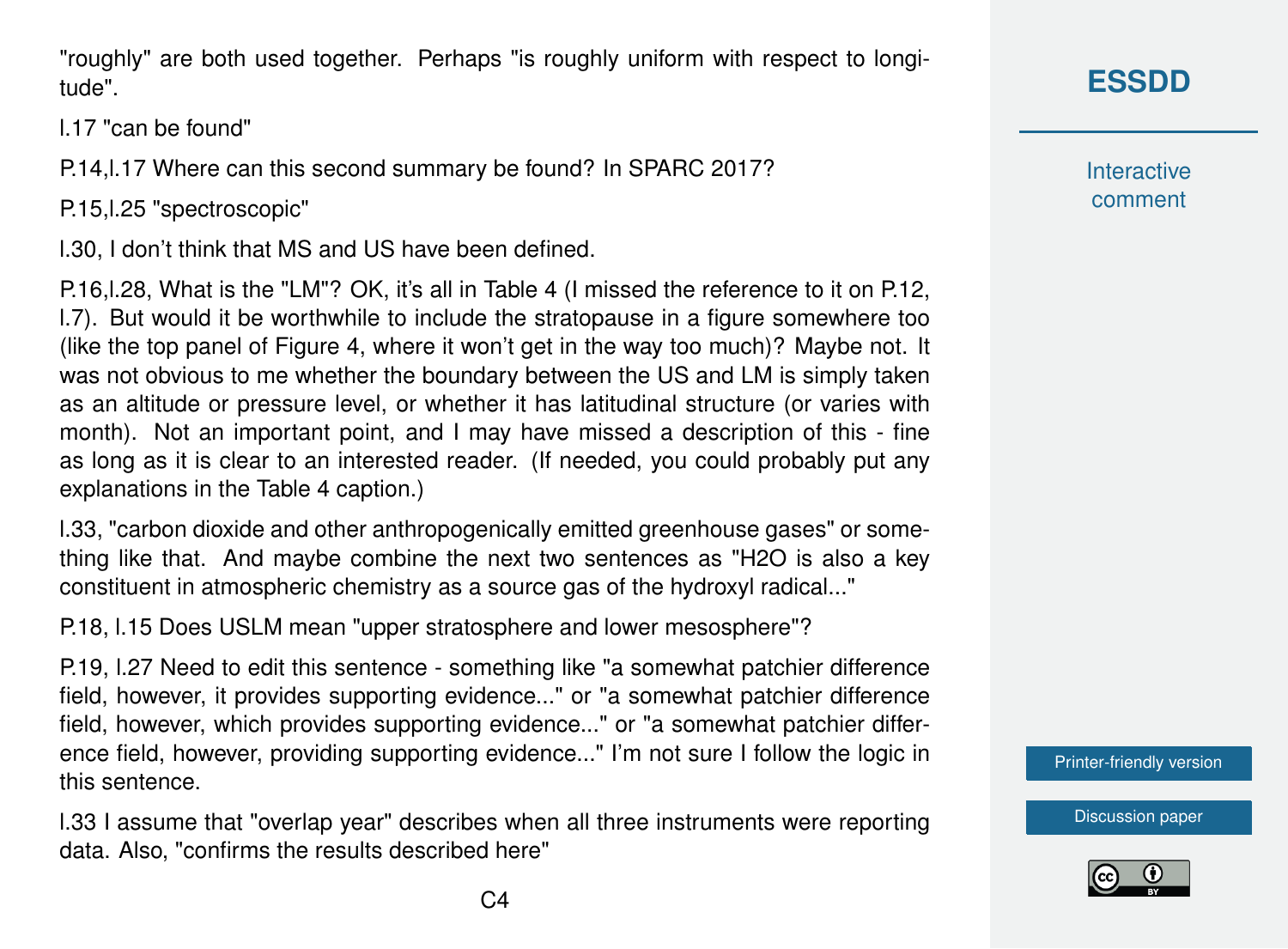"roughly" are both used together. Perhaps "is roughly uniform with respect to longitude".

l.17 "can be found"

P.14,l.17 Where can this second summary be found? In SPARC 2017?

P.15,l.25 "spectroscopic"

l.30, I don't think that MS and US have been defined.

P.16,l.28, What is the "LM"? OK, it's all in Table 4 (I missed the reference to it on P.12, l.7). But would it be worthwhile to include the stratopause in a figure somewhere too (like the top panel of Figure 4, where it won't get in the way too much)? Maybe not. It was not obvious to me whether the boundary between the US and LM is simply taken as an altitude or pressure level, or whether it has latitudinal structure (or varies with month). Not an important point, and I may have missed a description of this - fine as long as it is clear to an interested reader. (If needed, you could probably put any explanations in the Table 4 caption.)

l.33, "carbon dioxide and other anthropogenically emitted greenhouse gases" or something like that. And maybe combine the next two sentences as "$H_2O$ is also a key constituent in atmospheric chemistry as a source gas of the hydroxyl radical..."

P.18, l.15 Does USLM mean "upper stratosphere and lower mesosphere"?

P.19, l.27 Need to edit this sentence - something like "a somewhat patchier difference field, however, it provides supporting evidence..." or "a somewhat patchier difference field, however, which provides supporting evidence..." or "a somewhat patchier difference field, however, providing supporting evidence..." I'm not sure I follow the logic in this sentence.

l.33 I assume that "overlap year" describes when all three instruments were reporting data. Also, "confirms the results described here"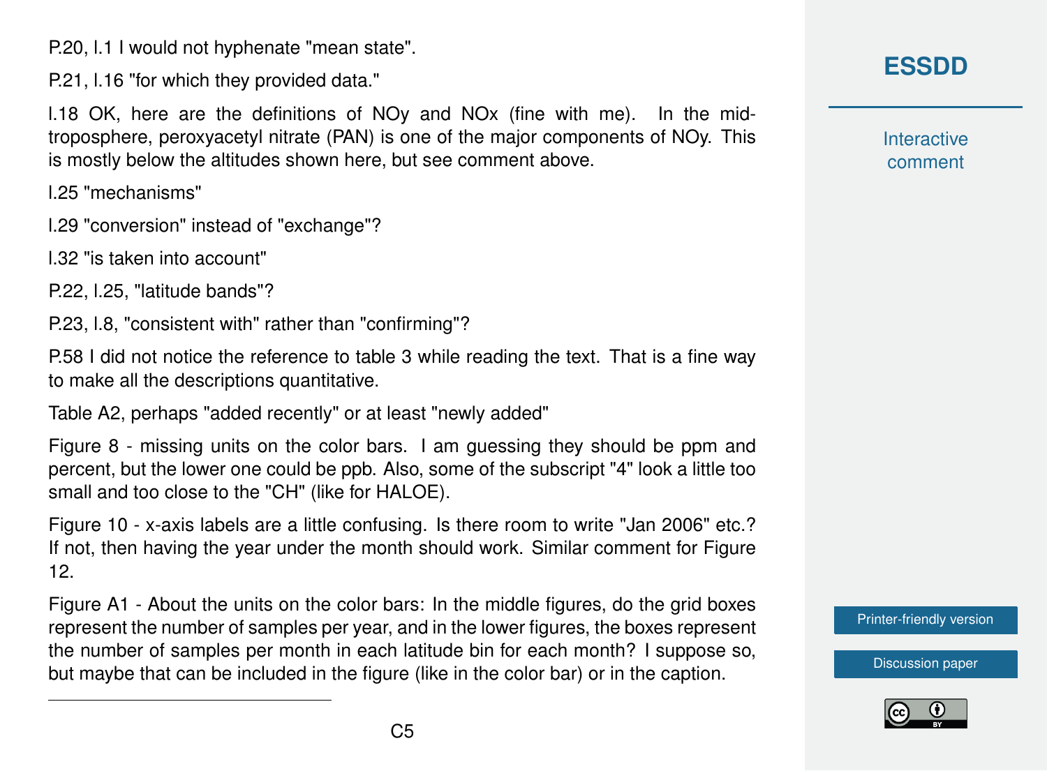P.20, l.1 I would not hyphenate "mean state".

P.21, l.16 "for which they provided data."

l.18 OK, here are the definitions of NOy and NOx (fine with me). In the mid-troposphere, peroxyacetyl nitrate (PAN) is one of the major components of NOy. This is mostly below the altitudes shown here, but see comment above.

l.25 "mechanisms"

l.29 "conversion" instead of "exchange"?

l.32 "is taken into account"

P.22, l.25, "latitude bands"?

P.23, l.8, "consistent with" rather than "confirming"?

P.58 I did not notice the reference to table 3 while reading the text. That is a fine way to make all the descriptions quantitative.

Table A2, perhaps "added recently" or at least "newly added"

Figure 8 - missing units on the color bars. I am guessing they should be ppm and percent, but the lower one could be ppb. Also, some of the subscript "4" look a little too small and too close to the "CH" (like for HALOE).

Figure 10 - x-axis labels are a little confusing. Is there room to write "Jan 2006" etc.? If not, then having the year under the month should work. Similar comment for Figure 12.

Figure A1 - About the units on the color bars: In the middle figures, do the grid boxes represent the number of samples per year, and in the lower figures, the boxes represent the number of samples per month in each latitude bin for each month? I suppose so, but maybe that can be included in the figure (like in the color bar) or in the caption.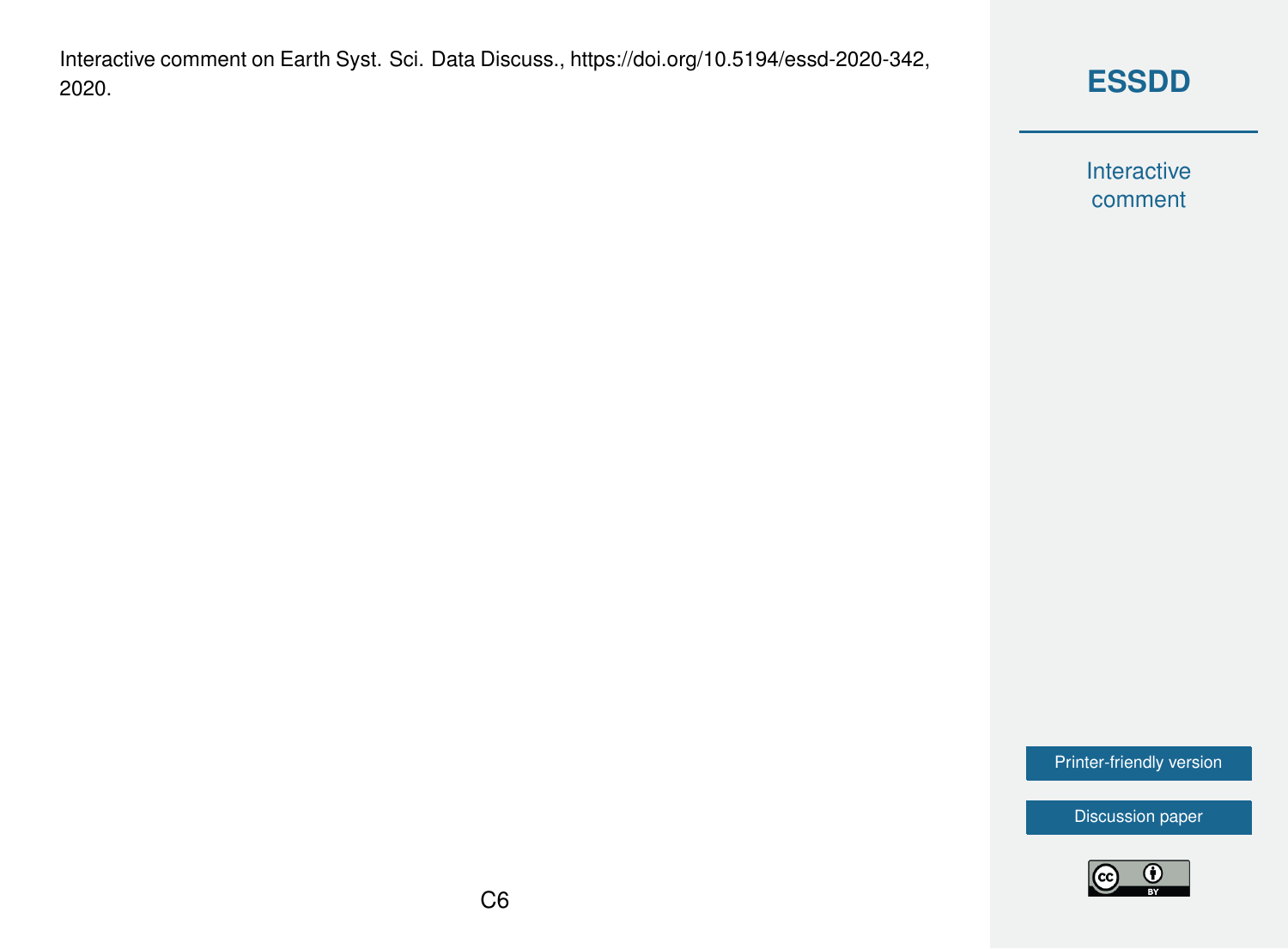Interactive comment on Earth Syst. Sci. Data Discuss., https://doi.org/10.5194/essd-2020-342, 2020.